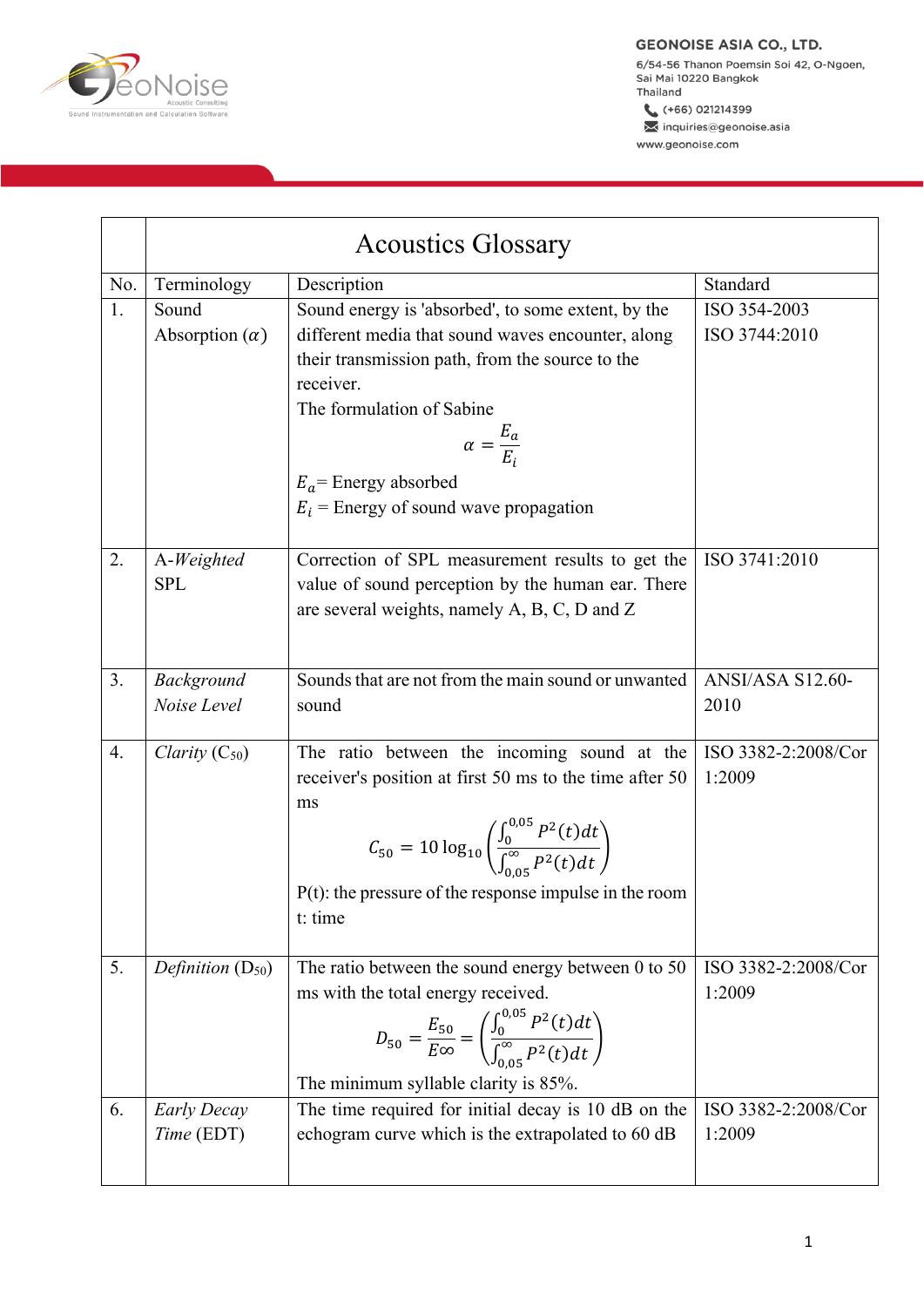GEONOISE ASIA CO., LTD.
6/54-56 Thanon Poemsin Soi 42, O-Ngoen, Sai Mai 10220 Bangkok Thailand
(+66) 021214399
inquiries@geonoise.asia
www.geonoise.com

# Acoustics Glossary

| No. | Terminology | Description | Standard |
|---|---|---|---|
| 1. | Sound Absorption ($\alpha$) | Sound energy is 'absorbed', to some extent, by the different media that sound waves encounter, along their transmission path, from the source to the receiver.<br>The formulation of Sabine<br>$$\alpha = \frac{E_a}{E_i}$$<br>$E_a$= Energy absorbed<br>$E_i$ = Energy of sound wave propagation | ISO 354-2003<br>ISO 3744:2010 |
| 2. | A-*Weighted* SPL | Correction of SPL measurement results to get the value of sound perception by the human ear. There are several weights, namely A, B, C, D and Z | ISO 3741:2010 |
| 3. | *Background Noise Level* | Sounds that are not from the main sound or unwanted sound | ANSI/ASA S12.60-2010 |
| 4. | *Clarity* ($C_{50}$) | The ratio between the incoming sound at the receiver's position at first 50 ms to the time after 50 ms<br>$$C_{50} = 10 \log_{10} \left( \frac{\int_0^{0,05} P^2(t)dt}{\int_{0,05}^{\infty} P^2(t)dt} \right)$$<br>P(t): the pressure of the response impulse in the room<br>t: time | ISO 3382-2:2008/Cor 1:2009 |
| 5. | *Definition* ($D_{50}$) | The ratio between the sound energy between 0 to 50 ms with the total energy received.<br>$$D_{50} = \frac{E_{50}}{E\infty} = \left( \frac{\int_0^{0,05} P^2(t)dt}{\int_{0,05}^{\infty} P^2(t)dt} \right)$$<br>The minimum syllable clarity is 85%. | ISO 3382-2:2008/Cor 1:2009 |
| 6. | *Early Decay Time* (EDT) | The time required for initial decay is 10 dB on the echogram curve which is the extrapolated to 60 dB | ISO 3382-2:2008/Cor 1:2009 |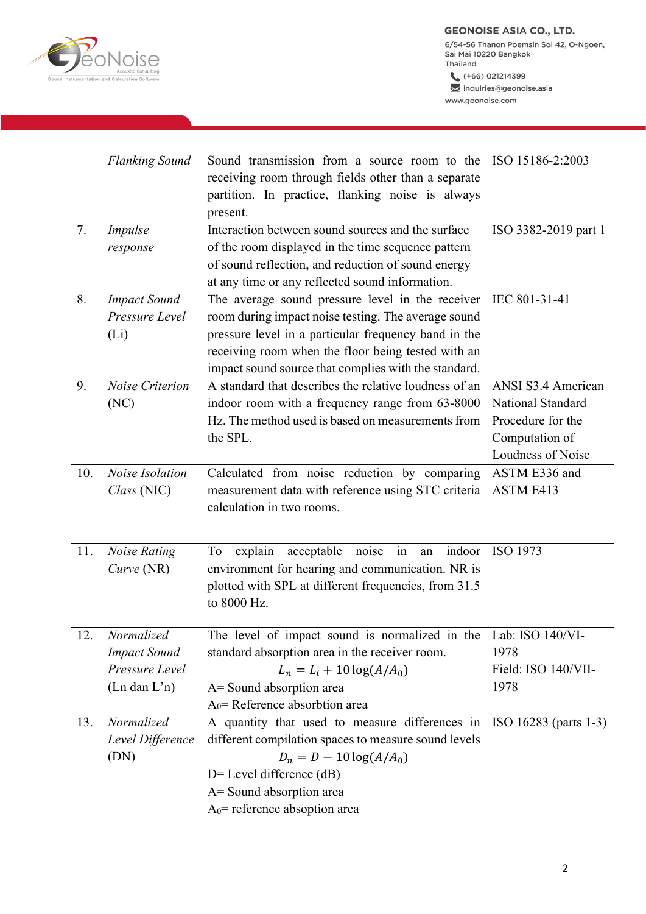|  |  |  |  |
|---|---|---|---|
|  | *Flanking Sound* | Sound transmission from a source room to the receiving room through fields other than a separate partition. In practice, flanking noise is always present. | ISO 15186-2:2003 |
| 7. | *Impulse response* | Interaction between sound sources and the surface of the room displayed in the time sequence pattern of sound reflection, and reduction of sound energy at any time or any reflected sound information. | ISO 3382-2019 part 1 |
| 8. | *Impact Sound Pressure Level* (Li) | The average sound pressure level in the receiver room during impact noise testing. The average sound pressure level in a particular frequency band in the receiving room when the floor being tested with an impact sound source that complies with the standard. | IEC 801-31-41 |
| 9. | *Noise Criterion* (NC) | A standard that describes the relative loudness of an indoor room with a frequency range from 63-8000 Hz. The method used is based on measurements from the SPL. | ANSI S3.4 American National Standard Procedure for the Computation of Loudness of Noise |
| 10. | *Noise Isolation Class* (NIC) | Calculated from noise reduction by comparing measurement data with reference using STC criteria calculation in two rooms. | ASTM E336 and ASTM E413 |
| 11. | *Noise Rating Curve* (NR) | To explain acceptable noise in an indoor environment for hearing and communication. NR is plotted with SPL at different frequencies, from 31.5 to 8000 Hz. | ISO 1973 |
| 12. | *Normalized Impact Sound Pressure Level* (Ln dan L'n) | The level of impact sound is normalized in the standard absorption area in the receiver room. $L_n = L_i + 10\log(A/A_0)$ A= Sound absorption area $A_0$= Reference absorbtion area | Lab: ISO 140/VI-1978 Field: ISO 140/VII-1978 |
| 13. | *Normalized Level Difference* (DN) | A quantity that used to measure differences in different compilation spaces to measure sound levels $D_n = D - 10\log(A/A_0)$ D= Level difference (dB) A= Sound absorption area $A_0$= reference absoption area | ISO 16283 (parts 1-3) |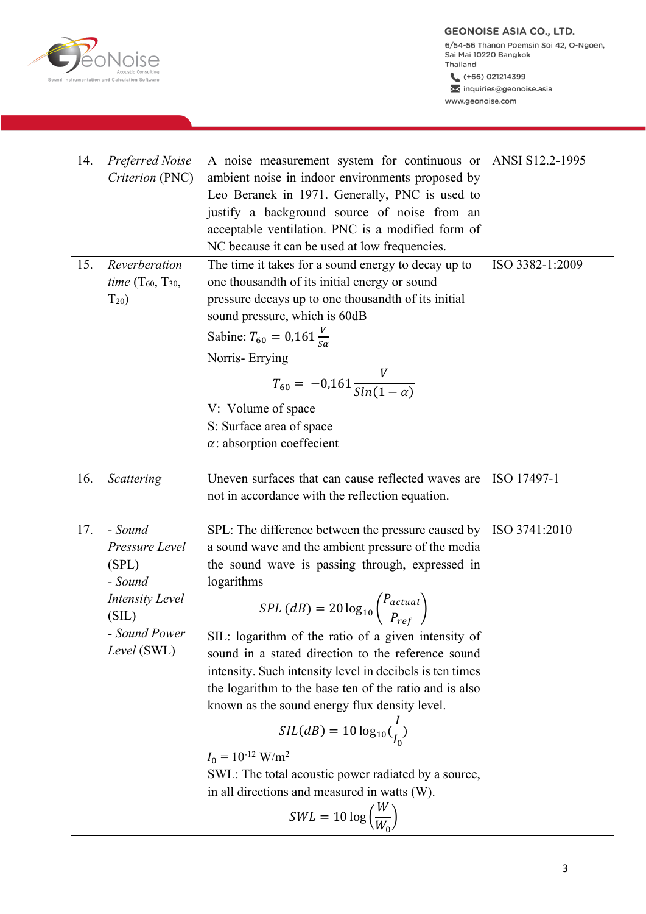| 14. | *Preferred Noise Criterion* (PNC) | A noise measurement system for continuous or ambient noise in indoor environments proposed by Leo Beranek in 1971. Generally, PNC is used to justify a background source of noise from an acceptable ventilation. PNC is a modified form of NC because it can be used at low frequencies. | ANSI S12.2-1995 |
|---|---|---|---|
| 15. | *Reverberation time* ($T_{60}$, $T_{30}$, $T_{20}$) | The time it takes for a sound energy to decay up to one thousandth of its initial energy or sound pressure decays up to one thousandth of its initial sound pressure, which is 60dB<br>Sabine: $T_{60} = 0{,}161 \frac{V}{S\alpha}$<br>Norris- Erying<br>$$T_{60} = -0{,}161 \frac{V}{S ln(1-\alpha)}$$<br>V: Volume of space<br>S: Surface area of space<br>$\alpha$: absorption coeffecient | ISO 3382-1:2009 |
| 16. | *Scattering* | Uneven surfaces that can cause reflected waves are not in accordance with the reflection equation. | ISO 17497-1 |
| 17. | - *Sound Pressure Level* (SPL)<br>- *Sound Intensity Level* (SIL)<br>- *Sound Power Level* (SWL) | SPL: The difference between the pressure caused by a sound wave and the ambient pressure of the media the sound wave is passing through, expressed in logarithms<br>$$SPL\ (dB) = 20 \log_{10}\left(\frac{P_{actual}}{P_{ref}}\right)$$<br>SIL: logarithm of the ratio of a given intensity of sound in a stated direction to the reference sound intensity. Such intensity level in decibels is ten times the logarithm to the base ten of the ratio and is also known as the sound energy flux density level.<br>$$SIL(dB) = 10 \log_{10}(\frac{I}{I_0})$$<br>$I_0 = 10^{-12}$ W/m$^2$<br>SWL: The total acoustic power radiated by a source, in all directions and measured in watts (W).<br>$$SWL = 10 \log\left(\frac{W}{W_0}\right)$$ | ISO 3741:2010 |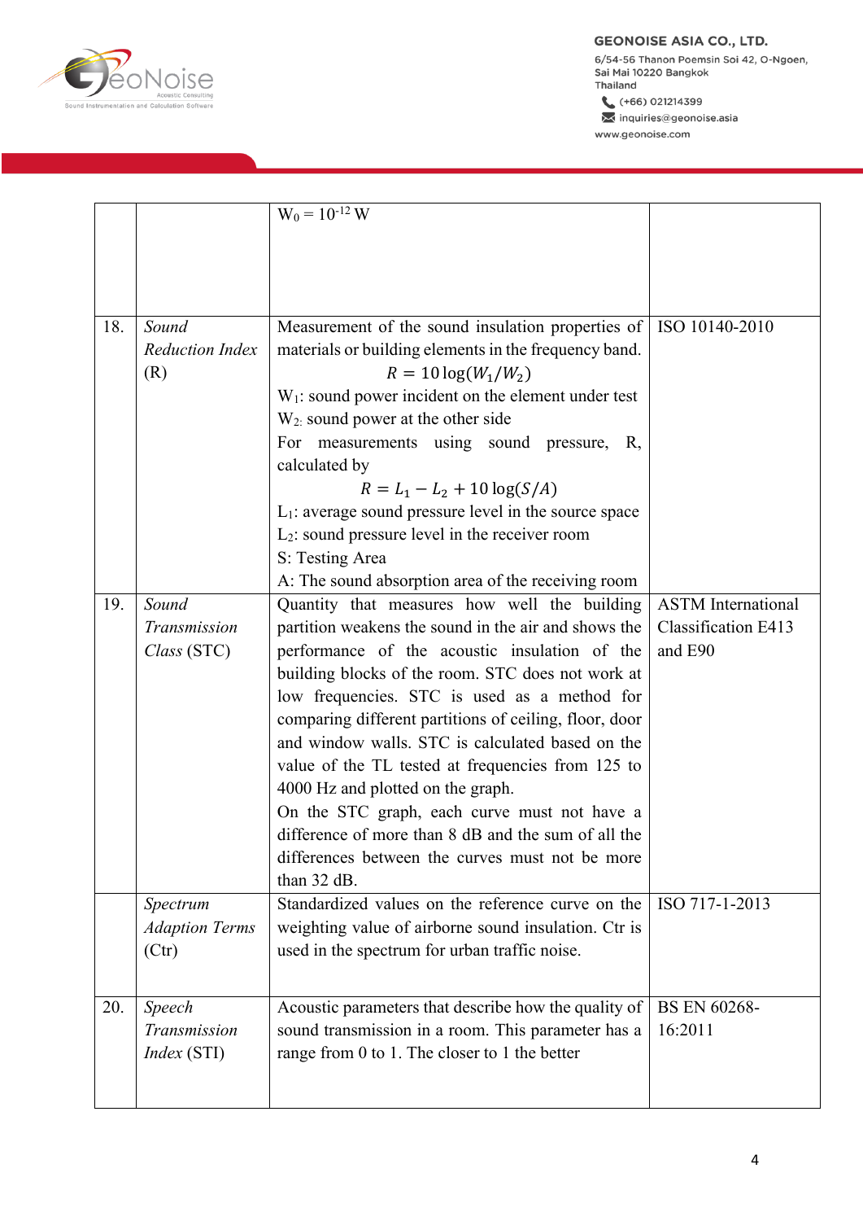| | | | |
|---|---|---|---|
| | | $W_0 = 10^{-12}$ W | |
| 18. | *Sound Reduction Index* (R) | Measurement of the sound insulation properties of materials or building elements in the frequency band. $$R = 10\log(W_1/W_2)$$ $W_1$: sound power incident on the element under test<br>$W_2$: sound power at the other side<br>For measurements using sound pressure, R, calculated by $$R = L_1 - L_2 + 10\log(S/A)$$ $L_1$: average sound pressure level in the source space<br>$L_2$: sound pressure level in the receiver room<br>S: Testing Area<br>A: The sound absorption area of the receiving room | ISO 10140-2010 |
| 19. | *Sound Transmission Class* (STC) | Quantity that measures how well the building partition weakens the sound in the air and shows the performance of the acoustic insulation of the building blocks of the room. STC does not work at low frequencies. STC is used as a method for comparing different partitions of ceiling, floor, door and window walls. STC is calculated based on the value of the TL tested at frequencies from 125 to 4000 Hz and plotted on the graph.<br>On the STC graph, each curve must not have a difference of more than 8 dB and the sum of all the differences between the curves must not be more than 32 dB. | ASTM International Classification E413 and E90 |
| | *Spectrum Adaption Terms* (Ctr) | Standardized values on the reference curve on the weighting value of airborne sound insulation. Ctr is used in the spectrum for urban traffic noise. | ISO 717-1-2013 |
| 20. | *Speech Transmission Index* (STI) | Acoustic parameters that describe how the quality of sound transmission in a room. This parameter has a range from 0 to 1. The closer to 1 the better | BS EN 60268-16:2011 |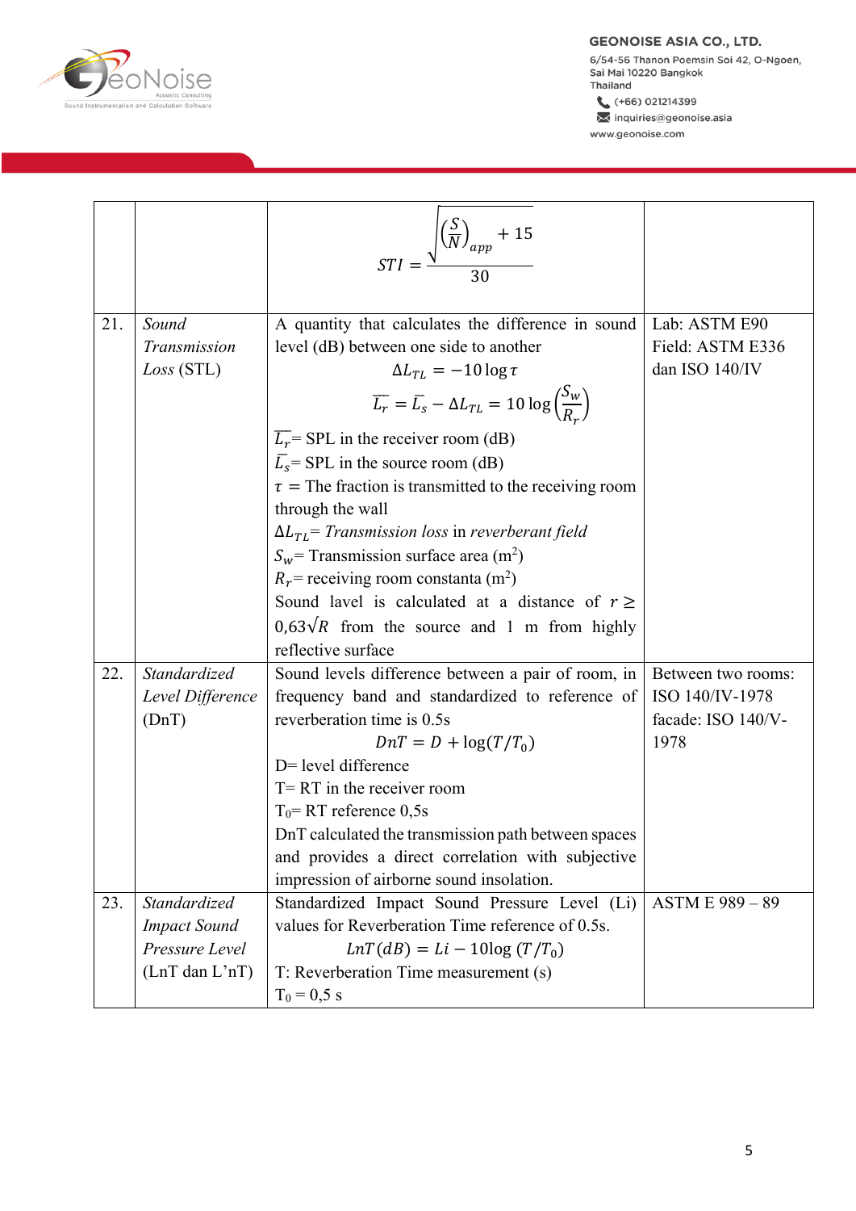| | | | |
|---|---|---|---|
| | | $$STI = \frac{\sqrt{\left(\frac{S}{N}\right)_{app} + 15}}{30}$$ | |
| 21. | *Sound Transmission Loss* (STL) | A quantity that calculates the difference in sound level (dB) between one side to another $$\Delta L_{TL} = -10 \log \tau$$ $$\overline{L_r} = \overline{L_s} - \Delta L_{TL} = 10 \log \left(\frac{S_w}{R_r}\right)$$ $\overline{L_r}$= SPL in the receiver room (dB)<br>$\overline{L_s}$= SPL in the source room (dB)<br>$\tau$ = The fraction is transmitted to the receiving room through the wall<br>$\Delta L_{TL}$= *Transmission loss* in *reverberant field*<br>$S_w$= Transmission surface area ($m^2$)<br>$R_r$= receiving room constanta ($m^2$)<br>Sound lavel is calculated at a distance of $r \geq 0{,}63\sqrt{R}$ from the source and 1 m from highly reflective surface | Lab: ASTM E90<br>Field: ASTM E336 dan ISO 140/IV |
| 22. | *Standardized Level Difference* (DnT) | Sound levels difference between a pair of room, in frequency band and standardized to reference of reverberation time is 0.5s $$DnT = D + \log(T/T_0)$$ D= level difference<br>T= RT in the receiver room<br>$T_0$= RT reference 0,5s<br>DnT calculated the transmission path between spaces and provides a direct correlation with subjective impression of airborne sound insolation. | Between two rooms: ISO 140/IV-1978<br>facade: ISO 140/V-1978 |
| 23. | *Standardized Impact Sound Pressure Level* (LnT dan L'nT) | Standardized Impact Sound Pressure Level (Li) values for Reverberation Time reference of 0.5s. $$LnT\,(dB) = Li - 10\log\,(T/T_0)$$ T: Reverberation Time measurement (s)<br>$T_0$ = 0,5 s | ASTM E 989 – 89 |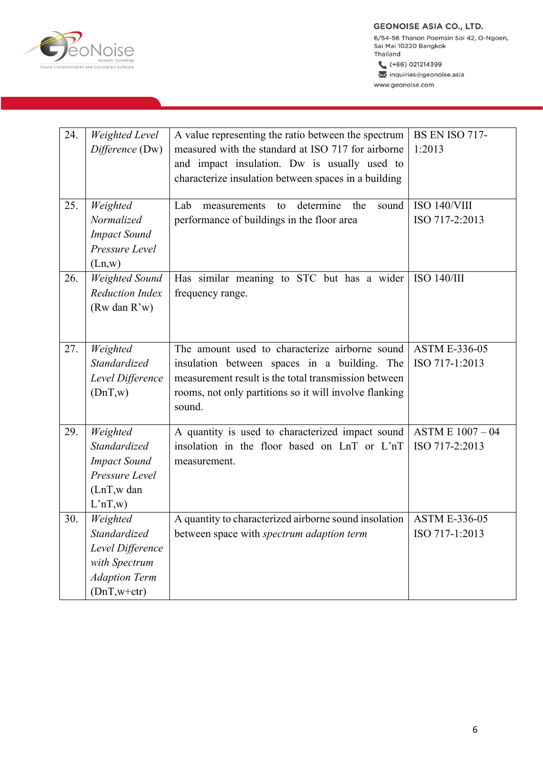| 24. | *Weighted Level Difference* (Dw) | A value representing the ratio between the spectrum measured with the standard at ISO 717 for airborne and impact insulation. Dw is usually used to characterize insulation between spaces in a building | BS EN ISO 717-1:2013 |
|---|---|---|---|
| 25. | *Weighted Normalized Impact Sound Pressure Level* (Ln,w) | Lab measurements to determine the sound performance of buildings in the floor area | ISO 140/VIII<br>ISO 717-2:2013 |
| 26. | *Weighted Sound Reduction Index* (Rw dan R'w) | Has similar meaning to STC but has a wider frequency range. | ISO 140/III |
| 27. | *Weighted Standardized Level Difference* (DnT,w) | The amount used to characterize airborne sound insulation between spaces in a building. The measurement result is the total transmission between rooms, not only partitions so it will involve flanking sound. | ASTM E-336-05<br>ISO 717-1:2013 |
| 29. | *Weighted Standardized Impact Sound Pressure Level* (LnT,w dan L'nT,w) | A quantity is used to characterized impact sound insolation in the floor based on LnT or L'nT measurement. | ASTM E 1007 – 04<br>ISO 717-2:2013 |
| 30. | *Weighted Standardized Level Difference with Spectrum Adaption Term* (DnT,w+ctr) | A quantity to characterized airborne sound insolation between space with *spectrum adaption term* | ASTM E-336-05<br>ISO 717-1:2013 |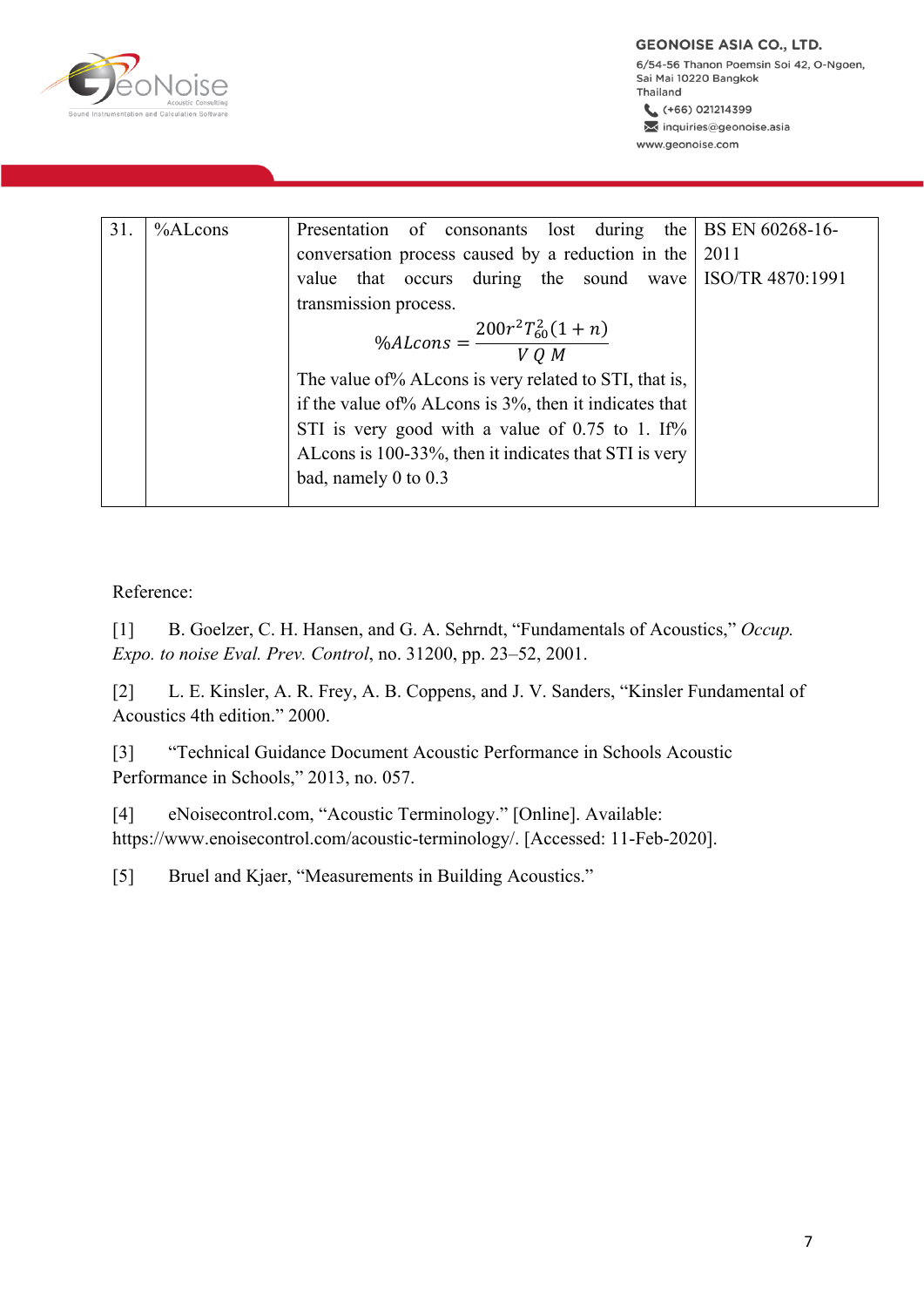| | | | |
|---|---|---|---|
| 31. | %ALcons | Presentation of consonants lost during the conversation process caused by a reduction in the value that occurs during the sound wave transmission process. $$\%ALcons = \frac{200r^2T_{60}^2(1+n)}{V\,Q\,M}$$ The value of% ALcons is very related to STI, that is, if the value of% ALcons is 3%, then it indicates that STI is very good with a value of 0.75 to 1. If% ALcons is 100-33%, then it indicates that STI is very bad, namely 0 to 0.3 | BS EN 60268-16-2011<br>ISO/TR 4870:1991 |

Reference:

[1] B. Goelzer, C. H. Hansen, and G. A. Sehrndt, "Fundamentals of Acoustics," *Occup. Expo. to noise Eval. Prev. Control*, no. 31200, pp. 23–52, 2001.

[2] L. E. Kinsler, A. R. Frey, A. B. Coppens, and J. V. Sanders, "Kinsler Fundamental of Acoustics 4th edition." 2000.

[3] "Technical Guidance Document Acoustic Performance in Schools Acoustic Performance in Schools," 2013, no. 057.

[4] eNoisecontrol.com, "Acoustic Terminology." [Online]. Available: https://www.enoisecontrol.com/acoustic-terminology/. [Accessed: 11-Feb-2020].

[5] Bruel and Kjaer, "Measurements in Building Acoustics."